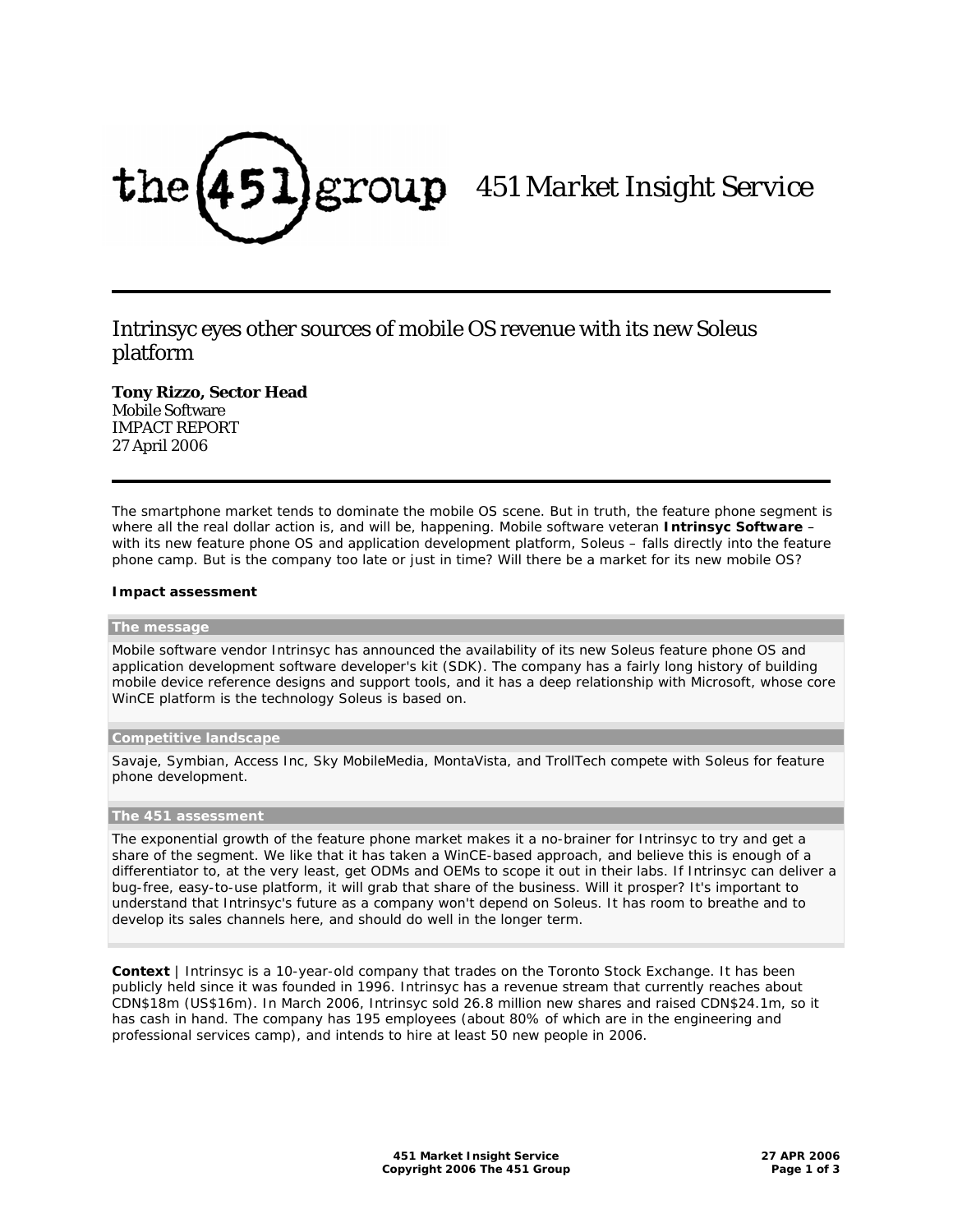# the 451 group — 451 Market Insight Service

## Intrinsyc eyes other sources of mobile OS revenue with its new Soleus platform

**Tony Rizzo, Sector Head**
Mobile Software
IMPACT REPORT
27 April 2006

The smartphone market tends to dominate the mobile OS scene. But in truth, the feature phone segment is where all the real dollar action is, and will be, happening. Mobile software veteran **Intrinsyc Software** – with its new feature phone OS and application development platform, Soleus – falls directly into the feature phone camp. But is the company too late or just in time? Will there be a market for its new mobile OS?

**Impact assessment**

**The message**

Mobile software vendor Intrinsyc has announced the availability of its new Soleus feature phone OS and application development software developer's kit (SDK). The company has a fairly long history of building mobile device reference designs and support tools, and it has a deep relationship with Microsoft, whose core WinCE platform is the technology Soleus is based on.

**Competitive landscape**

Savaje, Symbian, Access Inc, Sky MobileMedia, MontaVista, and TrollTech compete with Soleus for feature phone development.

**The 451 assessment**

The exponential growth of the feature phone market makes it a no-brainer for Intrinsyc to try and get a share of the segment. We like that it has taken a WinCE-based approach, and believe this is enough of a differentiator to, at the very least, get ODMs and OEMs to scope it out in their labs. If Intrinsyc can deliver a bug-free, easy-to-use platform, it will grab that share of the business. Will it prosper? It's important to understand that Intrinsyc's future as a company won't depend on Soleus. It has room to breathe and to develop its sales channels here, and should do well in the longer term.

**Context** | Intrinsyc is a 10-year-old company that trades on the Toronto Stock Exchange. It has been publicly held since it was founded in 1996. Intrinsyc has a revenue stream that currently reaches about CDN$18m (US$16m). In March 2006, Intrinsyc sold 26.8 million new shares and raised CDN$24.1m, so it has cash in hand. The company has 195 employees (about 80% of which are in the engineering and professional services camp), and intends to hire at least 50 new people in 2006.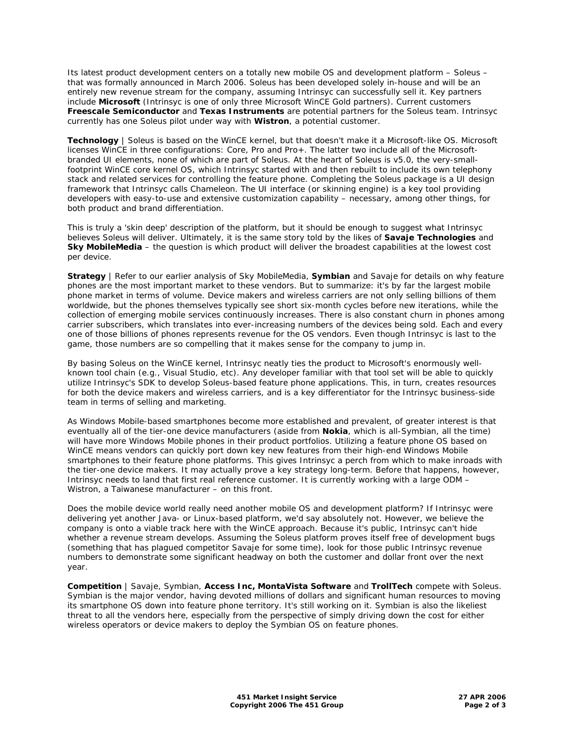Its latest product development centers on a totally new mobile OS and development platform – Soleus – that was formally announced in March 2006. Soleus has been developed solely in-house and will be an entirely new revenue stream for the company, assuming Intrinsyc can successfully sell it. Key partners include **Microsoft** (Intrinsyc is one of only three Microsoft WinCE Gold partners). Current customers **Freescale Semiconductor** and **Texas Instruments** are potential partners for the Soleus team. Intrinsyc currently has one Soleus pilot under way with **Wistron**, a potential customer.

**Technology** | Soleus is based on the WinCE kernel, but that doesn't make it a Microsoft-like OS. Microsoft licenses WinCE in three configurations: Core, Pro and Pro+. The latter two include all of the Microsoft-branded UI elements, none of which are part of Soleus. At the heart of Soleus is v5.0, the very-small-footprint WinCE core kernel OS, which Intrinsyc started with and then rebuilt to include its own telephony stack and related services for controlling the feature phone. Completing the Soleus package is a UI design framework that Intrinsyc calls Chameleon. The UI interface (or skinning engine) is a key tool providing developers with easy-to-use and extensive customization capability – necessary, among other things, for both product and brand differentiation.

This is truly a 'skin deep' description of the platform, but it should be enough to suggest what Intrinsyc believes Soleus will deliver. Ultimately, it is the same story told by the likes of **Savaje Technologies** and **Sky MobileMedia** – the question is which product will deliver the broadest capabilities at the lowest cost per device.

**Strategy** | Refer to our earlier analysis of Sky MobileMedia, **Symbian** and Savaje for details on why feature phones are the most important market to these vendors. But to summarize: it's by far the largest mobile phone market in terms of volume. Device makers and wireless carriers are not only selling billions of them worldwide, but the phones themselves typically see short six-month cycles before new iterations, while the collection of emerging mobile services continuously increases. There is also constant churn in phones among carrier subscribers, which translates into ever-increasing numbers of the devices being sold. Each and every one of those billions of phones represents revenue for the OS vendors. Even though Intrinsyc is last to the game, those numbers are so compelling that it makes sense for the company to jump in.

By basing Soleus on the WinCE kernel, Intrinsyc neatly ties the product to Microsoft's enormously well-known tool chain (e.g., Visual Studio, etc). Any developer familiar with that tool set will be able to quickly utilize Intrinsyc's SDK to develop Soleus-based feature phone applications. This, in turn, creates resources for both the device makers and wireless carriers, and is a key differentiator for the Intrinsyc business-side team in terms of selling and marketing.

As Windows Mobile-based smartphones become more established and prevalent, of greater interest is that eventually all of the tier-one device manufacturers (aside from **Nokia**, which is all-Symbian, all the time) will have more Windows Mobile phones in their product portfolios. Utilizing a feature phone OS based on WinCE means vendors can quickly port down key new features from their high-end Windows Mobile smartphones to their feature phone platforms. This gives Intrinsyc a perch from which to make inroads with the tier-one device makers. It may actually prove a key strategy long-term. Before that happens, however, Intrinsyc needs to land that first real reference customer. It is currently working with a large ODM – Wistron, a Taiwanese manufacturer – on this front.

Does the mobile device world really need another mobile OS and development platform? If Intrinsyc were delivering yet another Java- or Linux-based platform, we'd say absolutely not. However, we believe the company is onto a viable track here with the WinCE approach. Because it's public, Intrinsyc can't hide whether a revenue stream develops. Assuming the Soleus platform proves itself free of development bugs (something that has plagued competitor Savaje for some time), look for those public Intrinsyc revenue numbers to demonstrate some significant headway on both the customer and dollar front over the next year.

**Competition** | Savaje, Symbian, **Access Inc, MontaVista Software** and **TrollTech** compete with Soleus. Symbian is the major vendor, having devoted millions of dollars and significant human resources to moving its smartphone OS down into feature phone territory. It's still working on it. Symbian is also the likeliest threat to all the vendors here, especially from the perspective of simply driving down the cost for either wireless operators or device makers to deploy the Symbian OS on feature phones.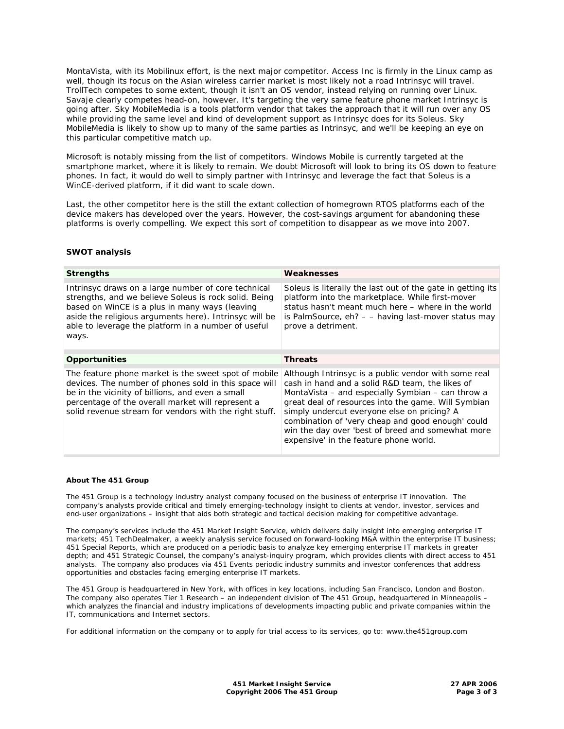MontaVista, with its Mobilinux effort, is the next major competitor. Access Inc is firmly in the Linux camp as well, though its focus on the Asian wireless carrier market is most likely not a road Intrinsyc will travel. TrollTech competes to some extent, though it isn't an OS vendor, instead relying on running over Linux. Savaje clearly competes head-on, however. It's targeting the very same feature phone market Intrinsyc is going after. Sky MobileMedia is a tools platform vendor that takes the approach that it will run over any OS while providing the same level and kind of development support as Intrinsyc does for its Soleus. Sky MobileMedia is likely to show up to many of the same parties as Intrinsyc, and we'll be keeping an eye on this particular competitive match up.

Microsoft is notably missing from the list of competitors. Windows Mobile is currently targeted at the smartphone market, where it is likely to remain. We doubt Microsoft will look to bring its OS down to feature phones. In fact, it would do well to simply partner with Intrinsyc and leverage the fact that Soleus is a WinCE-derived platform, if it did want to scale down.

Last, the other competitor here is the still the extant collection of homegrown RTOS platforms each of the device makers has developed over the years. However, the cost-savings argument for abandoning these platforms is overly compelling. We expect this sort of competition to disappear as we move into 2007.

### SWOT analysis

| Strengths | Weaknesses |
|---|---|
| Intrinsyc draws on a large number of core technical strengths, and we believe Soleus is rock solid. Being based on WinCE is a plus in many ways (leaving aside the religious arguments here). Intrinsyc will be able to leverage the platform in a number of useful ways. | Soleus is literally the last out of the gate in getting its platform into the marketplace. While first-mover status hasn't meant much here – where in the world is PalmSource, eh? – – having last-mover status may prove a detriment. |
| **Opportunities** | **Threats** |
| The feature phone market is the sweet spot of mobile devices. The number of phones sold in this space will be in the vicinity of billions, and even a small percentage of the overall market will represent a solid revenue stream for vendors with the right stuff. | Although Intrinsyc is a public vendor with some real cash in hand and a solid R&D team, the likes of MontaVista – and especially Symbian – can throw a great deal of resources into the game. Will Symbian simply undercut everyone else on pricing? A combination of 'very cheap and good enough' could win the day over 'best of breed and somewhat more expensive' in the feature phone world. |

#### About The 451 Group

The 451 Group is a technology industry analyst company focused on the business of enterprise IT innovation. The company's analysts provide critical and timely emerging-technology insight to clients at vendor, investor, services and end-user organizations – insight that aids both strategic and tactical decision making for competitive advantage.

The company's services include the 451 Market Insight Service, which delivers daily insight into emerging enterprise IT markets; 451 TechDealmaker, a weekly analysis service focused on forward-looking M&A within the enterprise IT business; 451 Special Reports, which are produced on a periodic basis to analyze key emerging enterprise IT markets in greater depth; and 451 Strategic Counsel, the company's analyst-inquiry program, which provides clients with direct access to 451 analysts. The company also produces via 451 Events periodic industry summits and investor conferences that address opportunities and obstacles facing emerging enterprise IT markets.

The 451 Group is headquartered in New York, with offices in key locations, including San Francisco, London and Boston. The company also operates Tier 1 Research – an independent division of The 451 Group, headquartered in Minneapolis – which analyzes the financial and industry implications of developments impacting public and private companies within the IT, communications and Internet sectors.

For additional information on the company or to apply for trial access to its services, go to: www.the451group.com